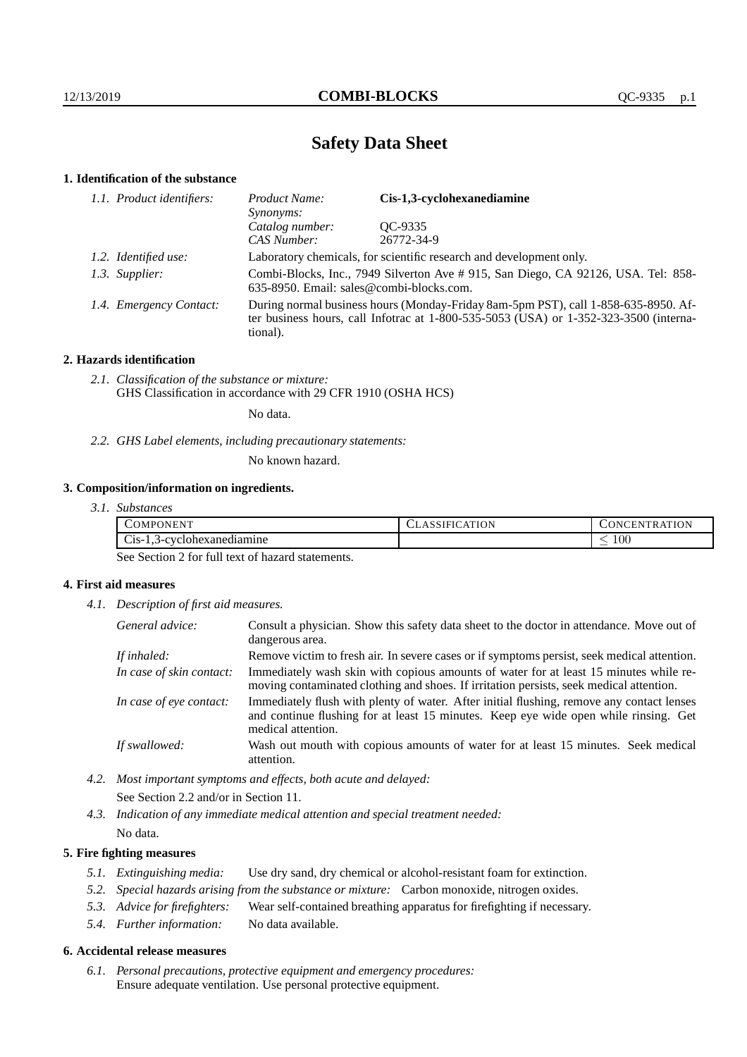# Safety Data Sheet

## 1. Identification of the substance

| | | |
|---|---|---|
| *1.1. Product identifiers:* | *Product Name:* | **Cis-1,3-cyclohexanediamine** |
| | *Synonyms:* | |
| | *Catalog number:* | QC-9335 |
| | *CAS Number:* | 26772-34-9 |
| *1.2. Identified use:* | Laboratory chemicals, for scientific research and development only. | |
| *1.3. Supplier:* | Combi-Blocks, Inc., 7949 Silverton Ave # 915, San Diego, CA 92126, USA. Tel: 858-635-8950. Email: sales@combi-blocks.com. | |
| *1.4. Emergency Contact:* | During normal business hours (Monday-Friday 8am-5pm PST), call 1-858-635-8950. After business hours, call Infotrac at 1-800-535-5053 (USA) or 1-352-323-3500 (international). | |

## 2. Hazards identification

*2.1. Classification of the substance or mixture:*
GHS Classification in accordance with 29 CFR 1910 (OSHA HCS)

No data.

*2.2. GHS Label elements, including precautionary statements:*

No known hazard.

## 3. Composition/information on ingredients.

*3.1. Substances*

| COMPONENT | CLASSIFICATION | CONCENTRATION |
|---|---|---|
| Cis-1,3-cyclohexanediamine | | $\leq 100$ |

See Section 2 for full text of hazard statements.

## 4. First aid measures

*4.1. Description of first aid measures.*

| | |
|---|---|
| *General advice:* | Consult a physician. Show this safety data sheet to the doctor in attendance. Move out of dangerous area. |
| *If inhaled:* | Remove victim to fresh air. In severe cases or if symptoms persist, seek medical attention. |
| *In case of skin contact:* | Immediately wash skin with copious amounts of water for at least 15 minutes while removing contaminated clothing and shoes. If irritation persists, seek medical attention. |
| *In case of eye contact:* | Immediately flush with plenty of water. After initial flushing, remove any contact lenses and continue flushing for at least 15 minutes. Keep eye wide open while rinsing. Get medical attention. |
| *If swallowed:* | Wash out mouth with copious amounts of water for at least 15 minutes. Seek medical attention. |

*4.2. Most important symptoms and effects, both acute and delayed:*
See Section 2.2 and/or in Section 11.

*4.3. Indication of any immediate medical attention and special treatment needed:*
No data.

## 5. Fire fighting measures

*5.1. Extinguishing media:* Use dry sand, dry chemical or alcohol-resistant foam for extinction.

*5.2. Special hazards arising from the substance or mixture:* Carbon monoxide, nitrogen oxides.

*5.3. Advice for firefighters:* Wear self-contained breathing apparatus for firefighting if necessary.

*5.4. Further information:* No data available.

## 6. Accidental release measures

*6.1. Personal precautions, protective equipment and emergency procedures:*
Ensure adequate ventilation. Use personal protective equipment.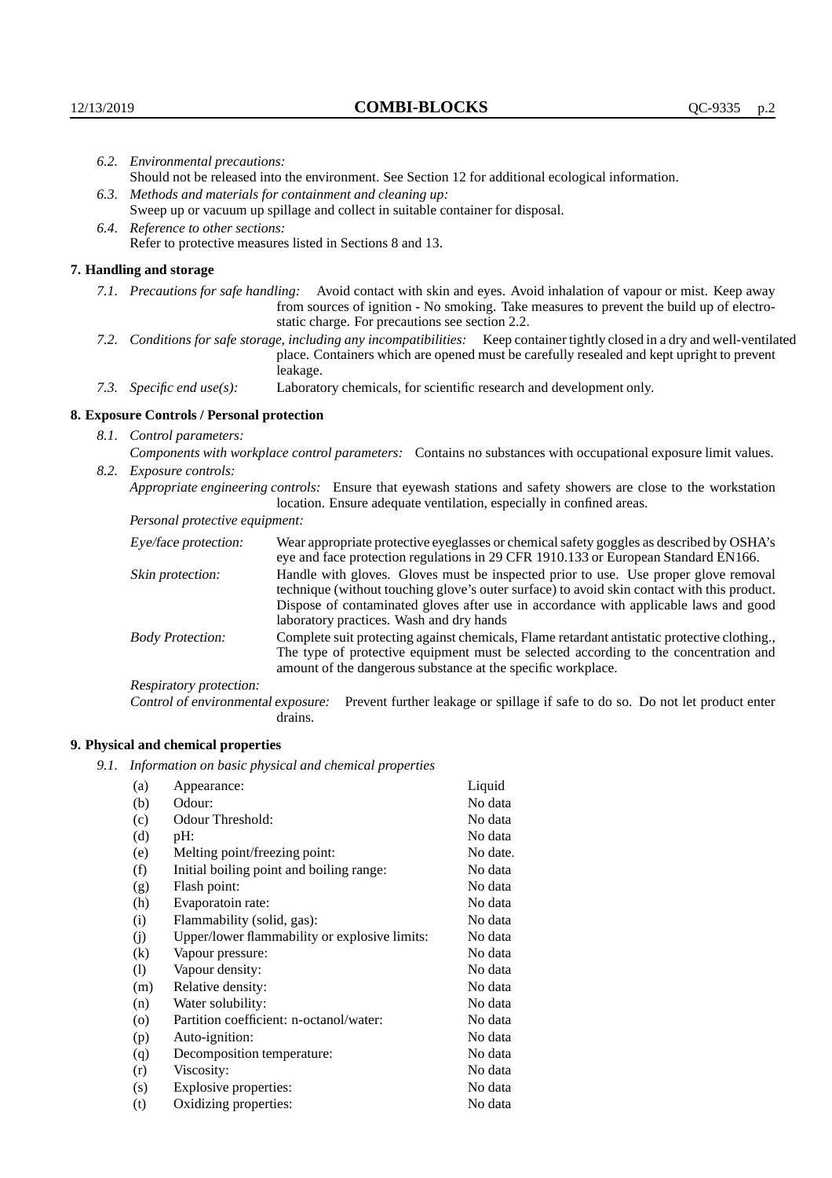*6.2. Environmental precautions:*
Should not be released into the environment. See Section 12 for additional ecological information.

*6.3. Methods and materials for containment and cleaning up:*
Sweep up or vacuum up spillage and collect in suitable container for disposal.

*6.4. Reference to other sections:*
Refer to protective measures listed in Sections 8 and 13.

## 7. Handling and storage

*7.1. Precautions for safe handling:* Avoid contact with skin and eyes. Avoid inhalation of vapour or mist. Keep away from sources of ignition - No smoking. Take measures to prevent the build up of electrostatic charge. For precautions see section 2.2.

*7.2. Conditions for safe storage, including any incompatibilities:* Keep container tightly closed in a dry and well-ventilated place. Containers which are opened must be carefully resealed and kept upright to prevent leakage.

*7.3. Specific end use(s):* Laboratory chemicals, for scientific research and development only.

## 8. Exposure Controls / Personal protection

*8.1. Control parameters:*
*Components with workplace control parameters:* Contains no substances with occupational exposure limit values.

*8.2. Exposure controls:*
*Appropriate engineering controls:* Ensure that eyewash stations and safety showers are close to the workstation location. Ensure adequate ventilation, especially in confined areas.

*Personal protective equipment:*

*Eye/face protection:* Wear appropriate protective eyeglasses or chemical safety goggles as described by OSHA's eye and face protection regulations in 29 CFR 1910.133 or European Standard EN166.

*Skin protection:* Handle with gloves. Gloves must be inspected prior to use. Use proper glove removal technique (without touching glove's outer surface) to avoid skin contact with this product. Dispose of contaminated gloves after use in accordance with applicable laws and good laboratory practices. Wash and dry hands

*Body Protection:* Complete suit protecting against chemicals, Flame retardant antistatic protective clothing., The type of protective equipment must be selected according to the concentration and amount of the dangerous substance at the specific workplace.

*Respiratory protection:*

*Control of environmental exposure:* Prevent further leakage or spillage if safe to do so. Do not let product enter drains.

## 9. Physical and chemical properties

*9.1. Information on basic physical and chemical properties*

| | | |
|---|---|---|
| (a) | Appearance: | Liquid |
| (b) | Odour: | No data |
| (c) | Odour Threshold: | No data |
| (d) | pH: | No data |
| (e) | Melting point/freezing point: | No date. |
| (f) | Initial boiling point and boiling range: | No data |
| (g) | Flash point: | No data |
| (h) | Evaporatoin rate: | No data |
| (i) | Flammability (solid, gas): | No data |
| (j) | Upper/lower flammability or explosive limits: | No data |
| (k) | Vapour pressure: | No data |
| (l) | Vapour density: | No data |
| (m) | Relative density: | No data |
| (n) | Water solubility: | No data |
| (o) | Partition coefficient: n-octanol/water: | No data |
| (p) | Auto-ignition: | No data |
| (q) | Decomposition temperature: | No data |
| (r) | Viscosity: | No data |
| (s) | Explosive properties: | No data |
| (t) | Oxidizing properties: | No data |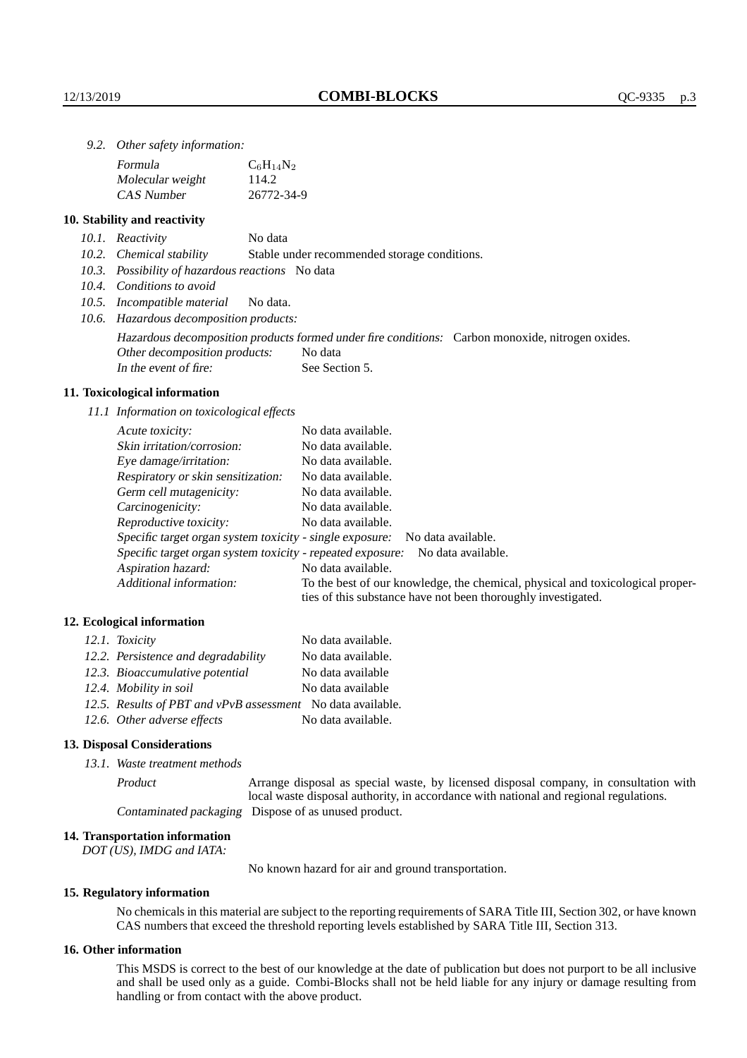*9.2. Other safety information:*

| | |
|---|---|
| *Formula* | $C_6H_{14}N_2$ |
| *Molecular weight* | 114.2 |
| *CAS Number* | 26772-34-9 |

## 10. Stability and reactivity

*10.1. Reactivity* No data

*10.2. Chemical stability* Stable under recommended storage conditions.

*10.3. Possibility of hazardous reactions* No data

*10.4. Conditions to avoid*

*10.5. Incompatible material* No data.

*10.6. Hazardous decomposition products:*

*Hazardous decomposition products formed under fire conditions:* Carbon monoxide, nitrogen oxides.

*Other decomposition products:* No data

*In the event of fire:* See Section 5.

## 11. Toxicological information

*11.1 Information on toxicological effects*

| | |
|---|---|
| *Acute toxicity:* | No data available. |
| *Skin irritation/corrosion:* | No data available. |
| *Eye damage/irritation:* | No data available. |
| *Respiratory or skin sensitization:* | No data available. |
| *Germ cell mutagenicity:* | No data available. |
| *Carcinogenicity:* | No data available. |
| *Reproductive toxicity:* | No data available. |
| *Specific target organ system toxicity - single exposure:* | No data available. |
| *Specific target organ system toxicity - repeated exposure:* | No data available. |
| *Aspiration hazard:* | No data available. |
| *Additional information:* | To the best of our knowledge, the chemical, physical and toxicological properties of this substance have not been thoroughly investigated. |

## 12. Ecological information

| | |
|---|---|
| *12.1. Toxicity* | No data available. |
| *12.2. Persistence and degradability* | No data available. |
| *12.3. Bioaccumulative potential* | No data available |
| *12.4. Mobility in soil* | No data available |
| *12.5. Results of PBT and vPvB assessment* | No data available. |
| *12.6. Other adverse effects* | No data available. |

## 13. Disposal Considerations

*13.1. Waste treatment methods*

*Product* Arrange disposal as special waste, by licensed disposal company, in consultation with local waste disposal authority, in accordance with national and regional regulations.

*Contaminated packaging* Dispose of as unused product.

## 14. Transportation information

*DOT (US), IMDG and IATA:*

No known hazard for air and ground transportation.

## 15. Regulatory information

No chemicals in this material are subject to the reporting requirements of SARA Title III, Section 302, or have known CAS numbers that exceed the threshold reporting levels established by SARA Title III, Section 313.

## 16. Other information

This MSDS is correct to the best of our knowledge at the date of publication but does not purport to be all inclusive and shall be used only as a guide. Combi-Blocks shall not be held liable for any injury or damage resulting from handling or from contact with the above product.